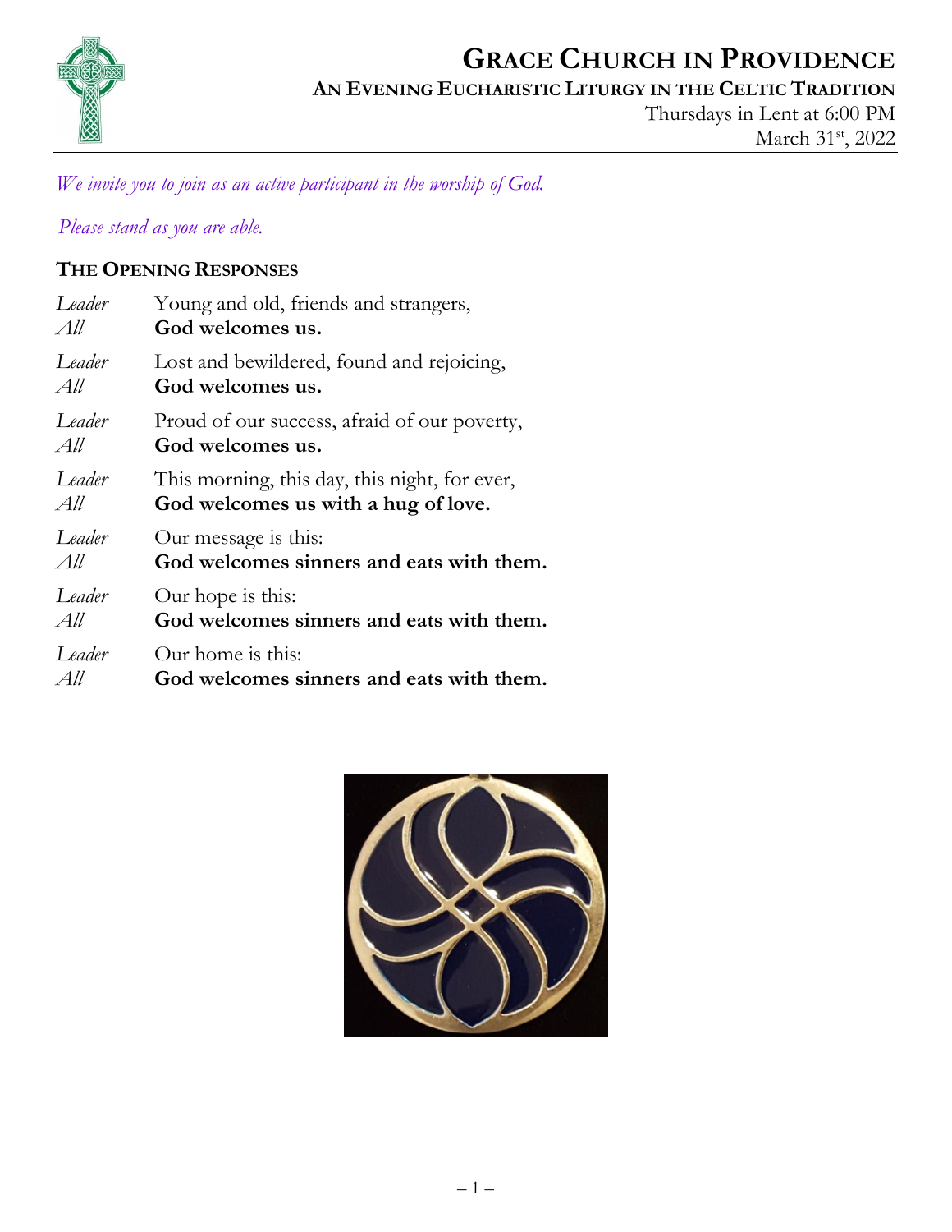# GRACE CHURCH IN PROVIDENCE

## AN EVENING EUCHARISTIC LITURGY IN THE CELTIC TRADITION

Thursdays in Lent at 6:00 PM
March 31st, 2022

*We invite you to join as an active participant in the worship of God.*

*Please stand as you are able.*

### THE OPENING RESPONSES

*Leader* Young and old, friends and strangers,
*All* **God welcomes us.**

*Leader* Lost and bewildered, found and rejoicing,
*All* **God welcomes us.**

*Leader* Proud of our success, afraid of our poverty,
*All* **God welcomes us.**

*Leader* This morning, this day, this night, for ever,
*All* **God welcomes us with a hug of love.**

*Leader* Our message is this:
*All* **God welcomes sinners and eats with them.**

*Leader* Our hope is this:
*All* **God welcomes sinners and eats with them.**

*Leader* Our home is this:
*All* **God welcomes sinners and eats with them.**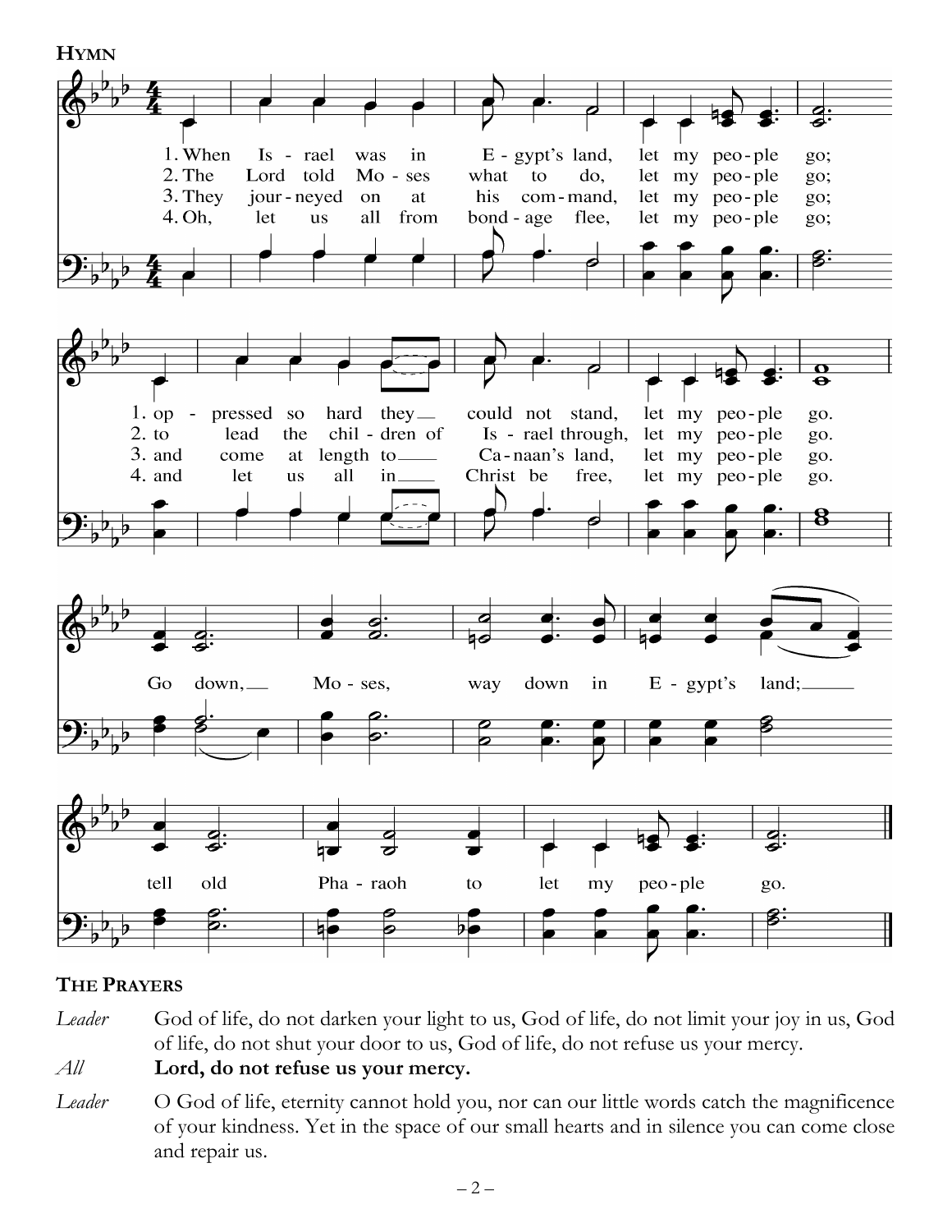## Hymn

1. When Israel was in Egypt's land, let my people go; oppressed so hard they could not stand, let my people go.
2. The Lord told Moses what to do, let my people go; to lead the children of Israel through, let my people go.
3. They journeyed on at his command, let my people go; and come at length to Canaan's land, let my people go.
4. Oh, let us all from bondage flee, let my people go; and let us all in Christ be free, let my people go.

Go down, Moses, way down in Egypt's land; tell old Pharaoh to let my people go.

## The Prayers

*Leader* God of life, do not darken your light to us, God of life, do not limit your joy in us, God of life, do not shut your door to us, God of life, do not refuse us your mercy.

*All* **Lord, do not refuse us your mercy.**

*Leader* O God of life, eternity cannot hold you, nor can our little words catch the magnificence of your kindness. Yet in the space of our small hearts and in silence you can come close and repair us.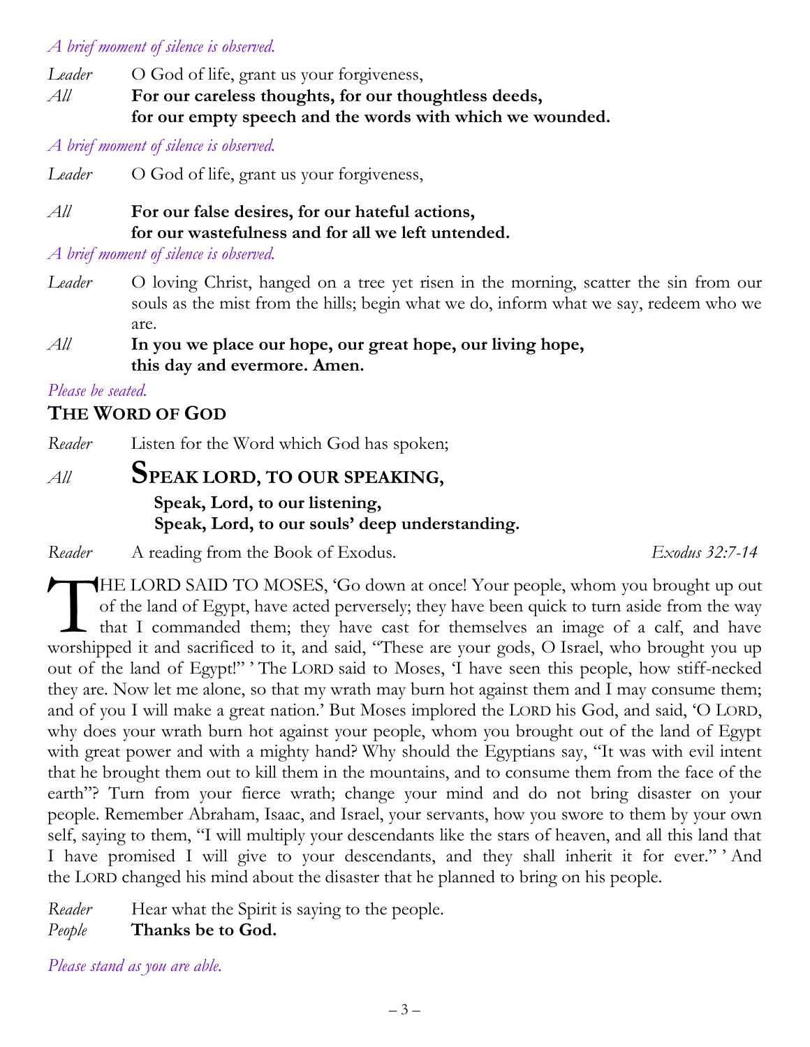*A brief moment of silence is observed.*

*Leader* O God of life, grant us your forgiveness,

*All* **For our careless thoughts, for our thoughtless deeds, for our empty speech and the words with which we wounded.**

*A brief moment of silence is observed.*

*Leader* O God of life, grant us your forgiveness,

*All* **For our false desires, for our hateful actions, for our wastefulness and for all we left untended.**

*A brief moment of silence is observed.*

*Leader* O loving Christ, hanged on a tree yet risen in the morning, scatter the sin from our souls as the mist from the hills; begin what we do, inform what we say, redeem who we are.

*All* **In you we place our hope, our great hope, our living hope, this day and evermore. Amen.**

*Please be seated.*

## THE WORD OF GOD

*Reader* Listen for the Word which God has spoken;

*All* **SPEAK LORD, TO OUR SPEAKING,**
**Speak, Lord, to our listening,**
**Speak, Lord, to our souls' deep understanding.**

*Reader* A reading from the Book of Exodus. *Exodus 32:7-14*

THE LORD SAID TO MOSES, 'Go down at once! Your people, whom you brought up out of the land of Egypt, have acted perversely; they have been quick to turn aside from the way that I commanded them; they have cast for themselves an image of a calf, and have worshipped it and sacrificed to it, and said, "These are your gods, O Israel, who brought you up out of the land of Egypt!" ' The LORD said to Moses, 'I have seen this people, how stiff-necked they are. Now let me alone, so that my wrath may burn hot against them and I may consume them; and of you I will make a great nation.' But Moses implored the LORD his God, and said, 'O LORD, why does your wrath burn hot against your people, whom you brought out of the land of Egypt with great power and with a mighty hand? Why should the Egyptians say, "It was with evil intent that he brought them out to kill them in the mountains, and to consume them from the face of the earth"? Turn from your fierce wrath; change your mind and do not bring disaster on your people. Remember Abraham, Isaac, and Israel, your servants, how you swore to them by your own self, saying to them, "I will multiply your descendants like the stars of heaven, and all this land that I have promised I will give to your descendants, and they shall inherit it for ever." ' And the LORD changed his mind about the disaster that he planned to bring on his people.

*Reader* Hear what the Spirit is saying to the people.

*People* **Thanks be to God.**

*Please stand as you are able.*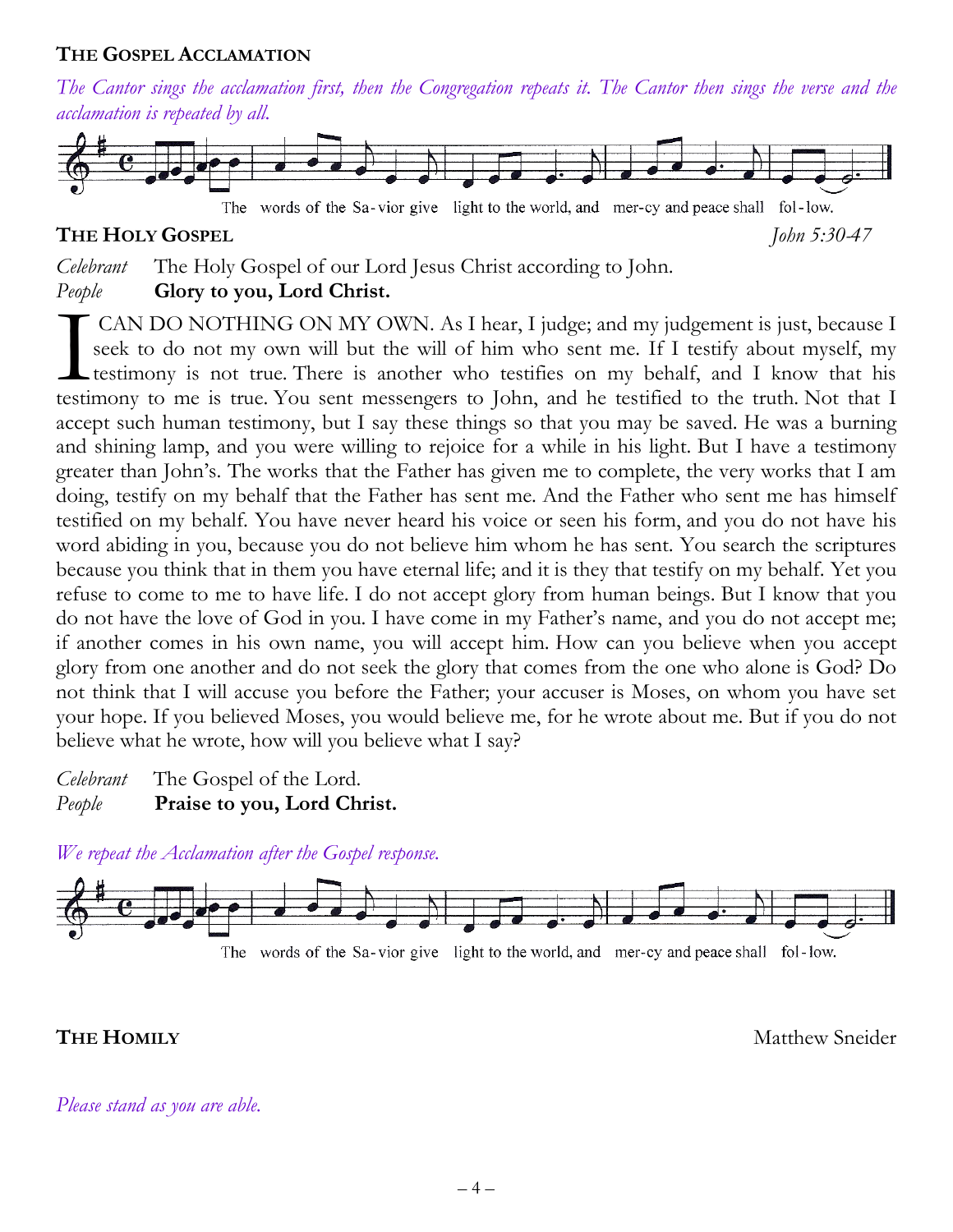### THE GOSPEL ACCLAMATION

*The Cantor sings the acclamation first, then the Congregation repeats it. The Cantor then sings the verse and the acclamation is repeated by all.*

The words of the Sa-vior give light to the world, and mer-cy and peace shall fol-low.

### THE HOLY GOSPEL

*John 5:30-47*

*Celebrant* The Holy Gospel of our Lord Jesus Christ according to John.
*People* **Glory to you, Lord Christ.**

I CAN DO NOTHING ON MY OWN. As I hear, I judge; and my judgement is just, because I seek to do not my own will but the will of him who sent me. If I testify about myself, my testimony is not true. There is another who testifies on my behalf, and I know that his testimony to me is true. You sent messengers to John, and he testified to the truth. Not that I accept such human testimony, but I say these things so that you may be saved. He was a burning and shining lamp, and you were willing to rejoice for a while in his light. But I have a testimony greater than John's. The works that the Father has given me to complete, the very works that I am doing, testify on my behalf that the Father has sent me. And the Father who sent me has himself testified on my behalf. You have never heard his voice or seen his form, and you do not have his word abiding in you, because you do not believe him whom he has sent. You search the scriptures because you think that in them you have eternal life; and it is they that testify on my behalf. Yet you refuse to come to me to have life. I do not accept glory from human beings. But I know that you do not have the love of God in you. I have come in my Father's name, and you do not accept me; if another comes in his own name, you will accept him. How can you believe when you accept glory from one another and do not seek the glory that comes from the one who alone is God? Do not think that I will accuse you before the Father; your accuser is Moses, on whom you have set your hope. If you believed Moses, you would believe me, for he wrote about me. But if you do not believe what he wrote, how will you believe what I say?

*Celebrant* The Gospel of the Lord.
*People* **Praise to you, Lord Christ.**

*We repeat the Acclamation after the Gospel response.*

The words of the Sa-vior give light to the world, and mer-cy and peace shall fol-low.

### THE HOMILY

Matthew Sneider

*Please stand as you are able.*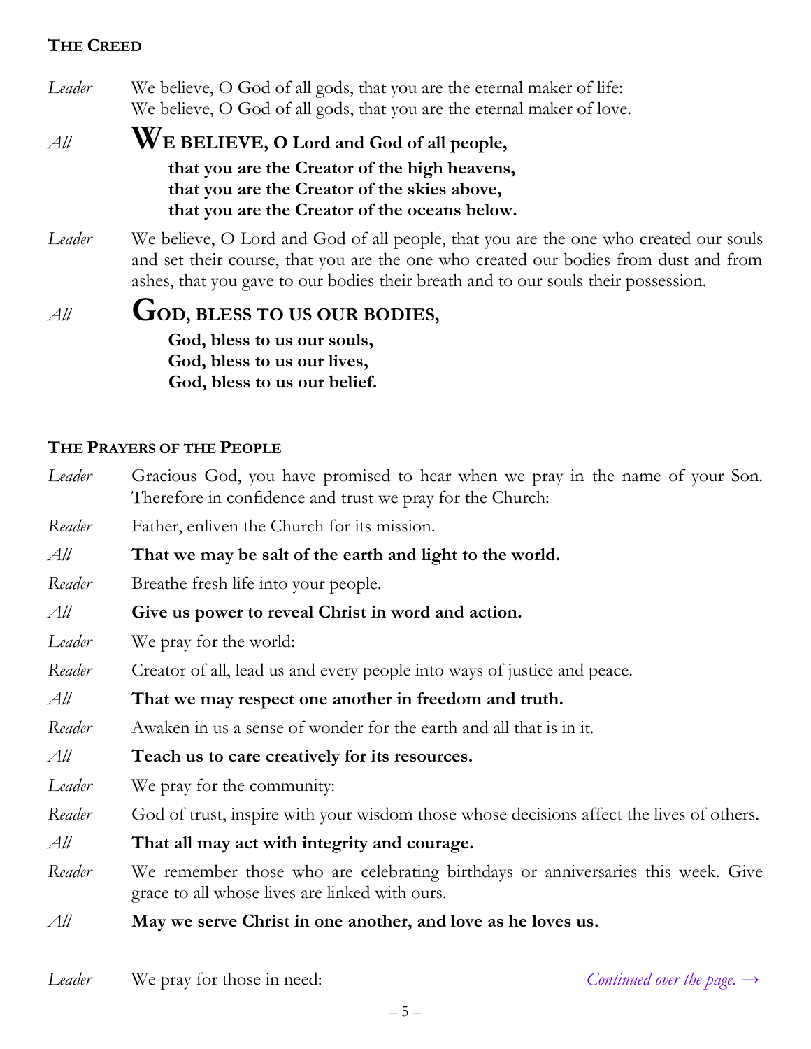## THE CREED

*Leader* We believe, O God of all gods, that you are the eternal maker of life:
We believe, O God of all gods, that you are the eternal maker of love.

*All* **WE BELIEVE, O Lord and God of all people,**
**that you are the Creator of the high heavens,**
**that you are the Creator of the skies above,**
**that you are the Creator of the oceans below.**

*Leader* We believe, O Lord and God of all people, that you are the one who created our souls and set their course, that you are the one who created our bodies from dust and from ashes, that you gave to our bodies their breath and to our souls their possession.

*All* **GOD, BLESS TO US OUR BODIES,**
**God, bless to us our souls,**
**God, bless to us our lives,**
**God, bless to us our belief.**

## THE PRAYERS OF THE PEOPLE

*Leader* Gracious God, you have promised to hear when we pray in the name of your Son. Therefore in confidence and trust we pray for the Church:

*Reader* Father, enliven the Church for its mission.

*All* **That we may be salt of the earth and light to the world.**

*Reader* Breathe fresh life into your people.

*All* **Give us power to reveal Christ in word and action.**

*Leader* We pray for the world:

*Reader* Creator of all, lead us and every people into ways of justice and peace.

*All* **That we may respect one another in freedom and truth.**

*Reader* Awaken in us a sense of wonder for the earth and all that is in it.

*All* **Teach us to care creatively for its resources.**

*Leader* We pray for the community:

*Reader* God of trust, inspire with your wisdom those whose decisions affect the lives of others.

*All* **That all may act with integrity and courage.**

*Reader* We remember those who are celebrating birthdays or anniversaries this week. Give grace to all whose lives are linked with ours.

*All* **May we serve Christ in one another, and love as he loves us.**

*Leader* We pray for those in need:

*Continued over the page. →*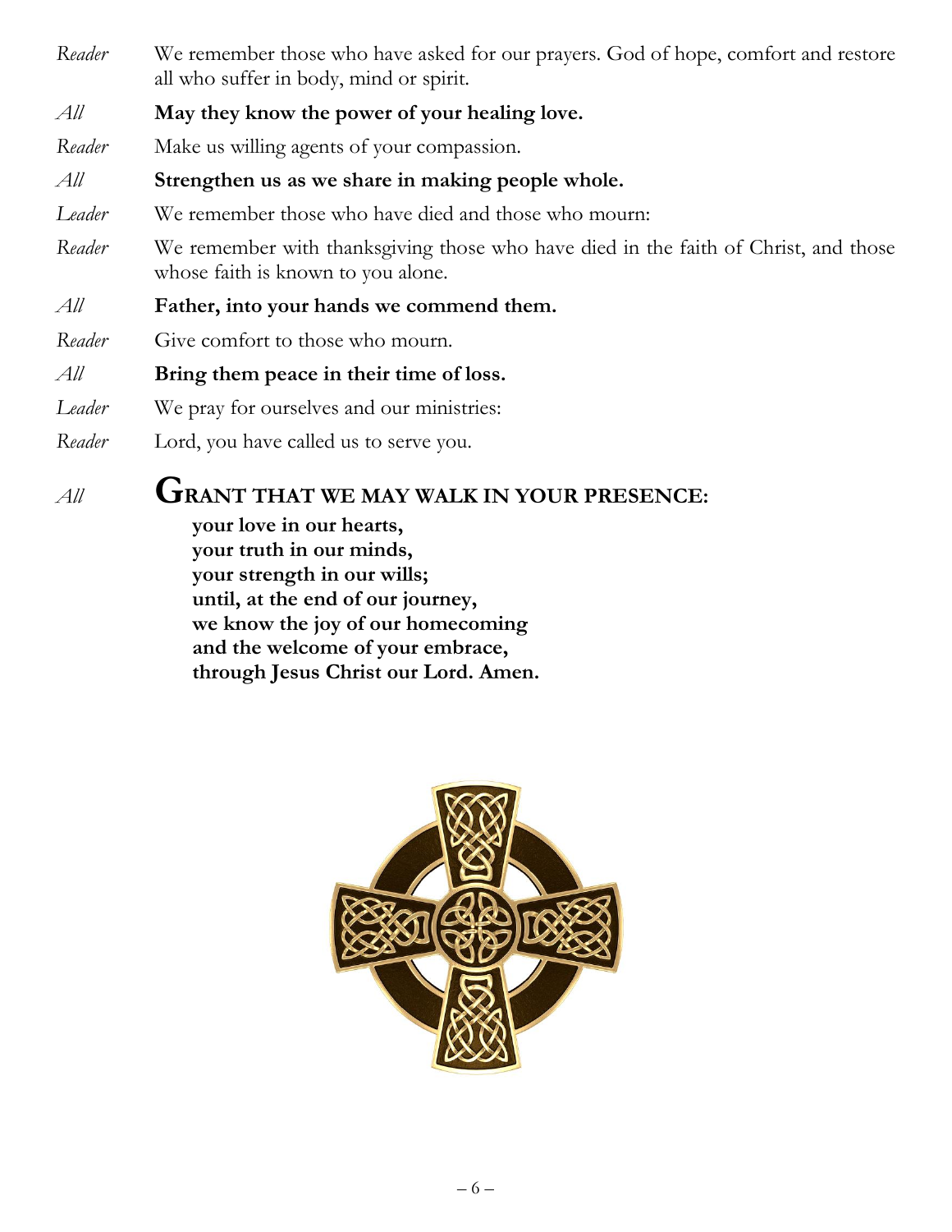*Reader* We remember those who have asked for our prayers. God of hope, comfort and restore all who suffer in body, mind or spirit.

*All* **May they know the power of your healing love.**

*Reader* Make us willing agents of your compassion.

*All* **Strengthen us as we share in making people whole.**

*Leader* We remember those who have died and those who mourn:

*Reader* We remember with thanksgiving those who have died in the faith of Christ, and those whose faith is known to you alone.

*All* **Father, into your hands we commend them.**

*Reader* Give comfort to those who mourn.

*All* **Bring them peace in their time of loss.**

*Leader* We pray for ourselves and our ministries:

*Reader* Lord, you have called us to serve you.

*All* **GRANT THAT WE MAY WALK IN YOUR PRESENCE:**
**your love in our hearts,**
**your truth in our minds,**
**your strength in our wills;**
**until, at the end of our journey,**
**we know the joy of our homecoming**
**and the welcome of your embrace,**
**through Jesus Christ our Lord. Amen.**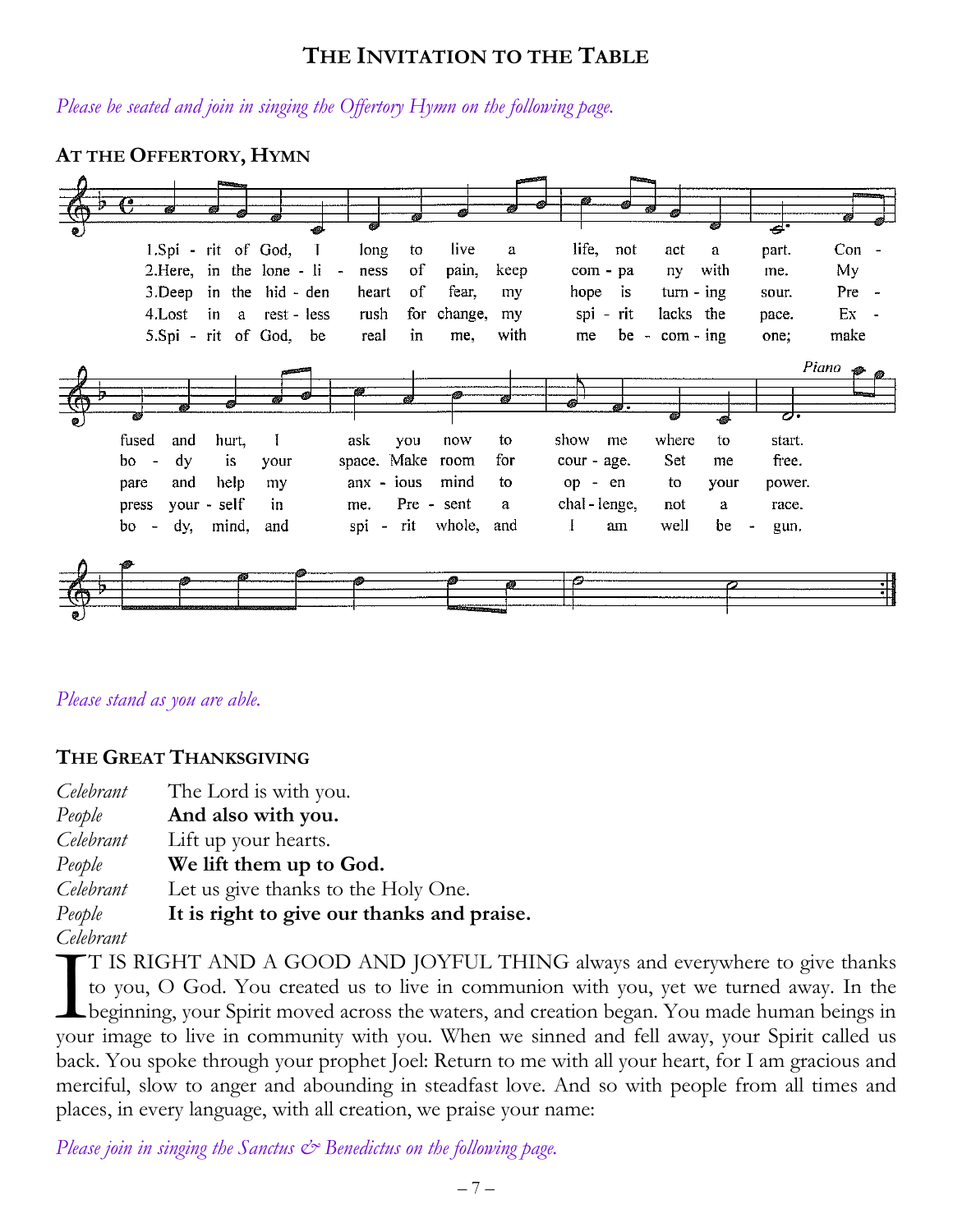## The Invitation to the Table

*Please be seated and join in singing the Offertory Hymn on the following page.*

### At the Offertory, Hymn

1. Spirit of God, I long to live a life, not act a part. Confused and hurt, I ask you now to show me where to start.
2. Here, in the loneliness of pain, keep company with me. My body is your space. Make room for courage. Set me free.
3. Deep in the hidden heart of fear, my hope is turning sour. Prepare and help my anxious mind to open to your power.
4. Lost in a restless rush for change, my spirit lacks the pace. Express yourself in me. Present a challenge, not a race.
5. Spirit of God, be real in me, with me becoming one; make body, mind, and spirit whole, and I am well begun.

*Please stand as you are able.*

### The Great Thanksgiving

*Celebrant* The Lord is with you.
*People* **And also with you.**
*Celebrant* Lift up your hearts.
*People* **We lift them up to God.**
*Celebrant* Let us give thanks to the Holy One.
*People* **It is right to give our thanks and praise.**
*Celebrant*

IT IS RIGHT AND A GOOD AND JOYFUL THING always and everywhere to give thanks to you, O God. You created us to live in communion with you, yet we turned away. In the beginning, your Spirit moved across the waters, and creation began. You made human beings in your image to live in community with you. When we sinned and fell away, your Spirit called us back. You spoke through your prophet Joel: Return to me with all your heart, for I am gracious and merciful, slow to anger and abounding in steadfast love. And so with people from all times and places, in every language, with all creation, we praise your name:

*Please join in singing the Sanctus & Benedictus on the following page.*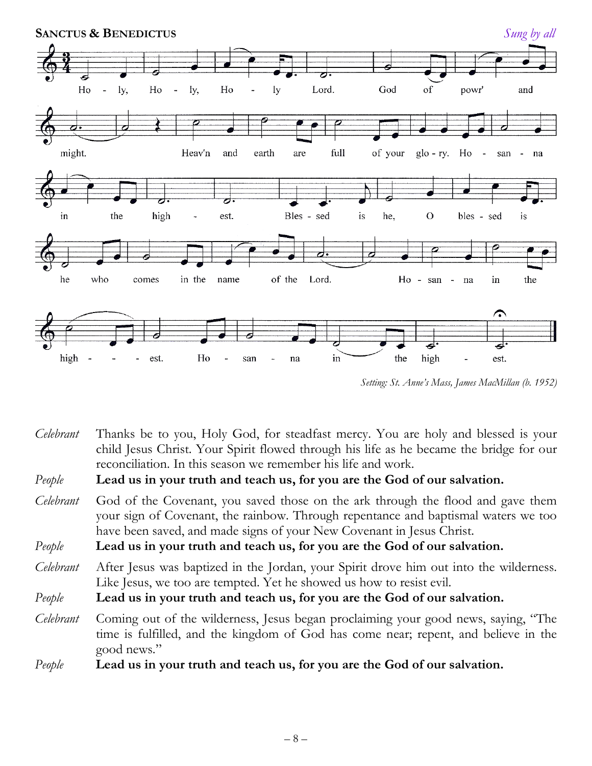**SANCTUS & BENEDICTUS** *Sung by all*

Ho - ly, Ho - ly, Ho - ly Lord. God of powr' and might. Heav'n and earth are full of your glo - ry. Ho - san - na in the high - est. Bles - sed is he, O bles - sed is he who comes in the name of the Lord. Ho - san - na in the high - est. Ho - san - na in the high - est.

*Setting: St. Anne's Mass, James MacMillan (b. 1952)*

*Celebrant* Thanks be to you, Holy God, for steadfast mercy. You are holy and blessed is your child Jesus Christ. Your Spirit flowed through his life as he became the bridge for our reconciliation. In this season we remember his life and work.

*People* **Lead us in your truth and teach us, for you are the God of our salvation.**

*Celebrant* God of the Covenant, you saved those on the ark through the flood and gave them your sign of Covenant, the rainbow. Through repentance and baptismal waters we too have been saved, and made signs of your New Covenant in Jesus Christ.

*People* **Lead us in your truth and teach us, for you are the God of our salvation.**

*Celebrant* After Jesus was baptized in the Jordan, your Spirit drove him out into the wilderness. Like Jesus, we too are tempted. Yet he showed us how to resist evil.

*People* **Lead us in your truth and teach us, for you are the God of our salvation.**

*Celebrant* Coming out of the wilderness, Jesus began proclaiming your good news, saying, "The time is fulfilled, and the kingdom of God has come near; repent, and believe in the good news."

*People* **Lead us in your truth and teach us, for you are the God of our salvation.**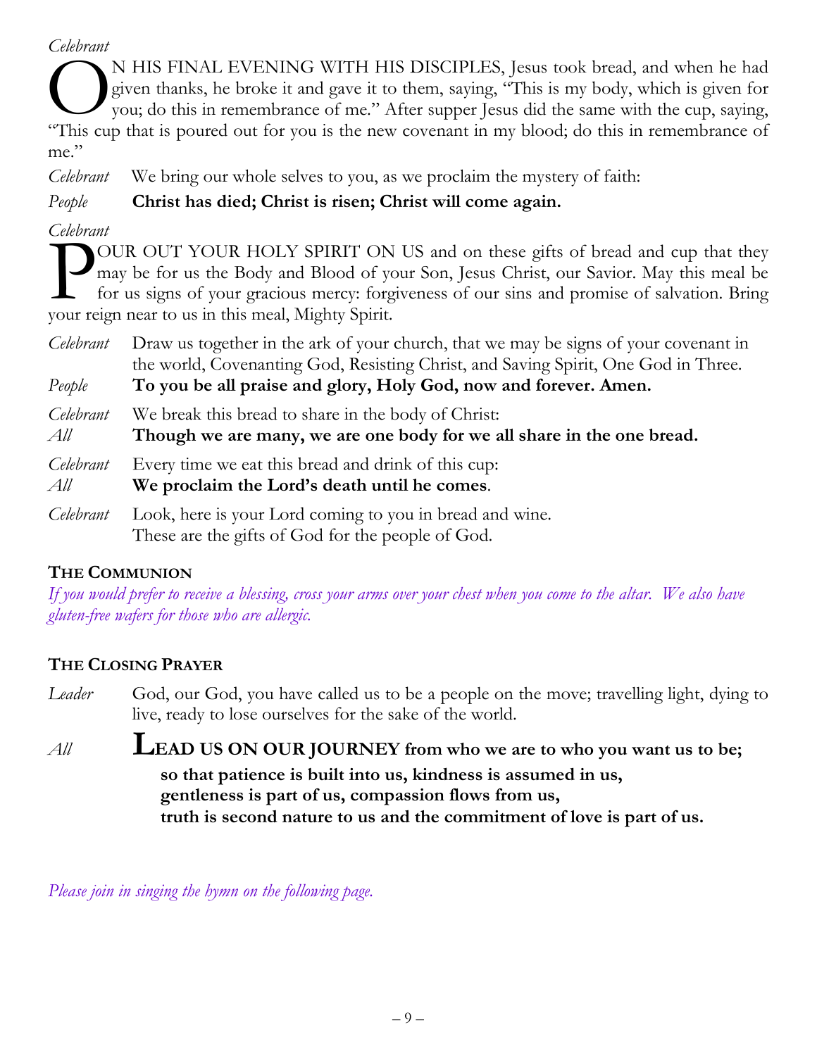*Celebrant*

ON HIS FINAL EVENING WITH HIS DISCIPLES, Jesus took bread, and when he had given thanks, he broke it and gave it to them, saying, "This is my body, which is given for you; do this in remembrance of me." After supper Jesus did the same with the cup, saying, "This cup that is poured out for you is the new covenant in my blood; do this in remembrance of me."

*Celebrant* We bring our whole selves to you, as we proclaim the mystery of faith:

*People* **Christ has died; Christ is risen; Christ will come again.**

*Celebrant*

POUR OUT YOUR HOLY SPIRIT ON US and on these gifts of bread and cup that they may be for us the Body and Blood of your Son, Jesus Christ, our Savior. May this meal be for us signs of your gracious mercy: forgiveness of our sins and promise of salvation. Bring your reign near to us in this meal, Mighty Spirit.

*Celebrant* Draw us together in the ark of your church, that we may be signs of your covenant in the world, Covenanting God, Resisting Christ, and Saving Spirit, One God in Three.

*People* **To you be all praise and glory, Holy God, now and forever. Amen.**

*Celebrant* We break this bread to share in the body of Christ:

*All* **Though we are many, we are one body for we all share in the one bread.**

*Celebrant* Every time we eat this bread and drink of this cup:

*All* **We proclaim the Lord's death until he comes**.

*Celebrant* Look, here is your Lord coming to you in bread and wine.
These are the gifts of God for the people of God.

### THE COMMUNION

*If you would prefer to receive a blessing, cross your arms over your chest when you come to the altar. We also have gluten-free wafers for those who are allergic.*

### THE CLOSING PRAYER

*Leader* God, our God, you have called us to be a people on the move; travelling light, dying to live, ready to lose ourselves for the sake of the world.

*All* **LEAD US ON OUR JOURNEY from who we are to who you want us to be;
so that patience is built into us, kindness is assumed in us,
gentleness is part of us, compassion flows from us,
truth is second nature to us and the commitment of love is part of us.**

*Please join in singing the hymn on the following page.*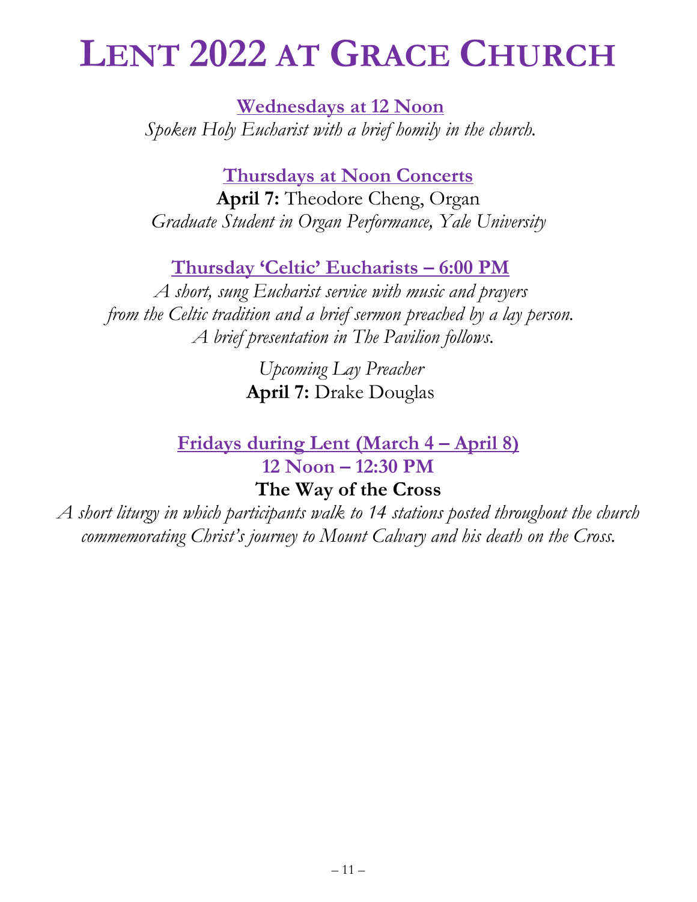# LENT 2022 AT GRACE CHURCH

## Wednesdays at 12 Noon

*Spoken Holy Eucharist with a brief homily in the church.*

## Thursdays at Noon Concerts

**April 7:** Theodore Cheng, Organ
*Graduate Student in Organ Performance, Yale University*

## Thursday 'Celtic' Eucharists – 6:00 PM

*A short, sung Eucharist service with music and prayers from the Celtic tradition and a brief sermon preached by a lay person. A brief presentation in The Pavilion follows.*

*Upcoming Lay Preacher*
**April 7:** Drake Douglas

## Fridays during Lent (March 4 – April 8)

### 12 Noon – 12:30 PM

**The Way of the Cross**

*A short liturgy in which participants walk to 14 stations posted throughout the church commemorating Christ's journey to Mount Calvary and his death on the Cross.*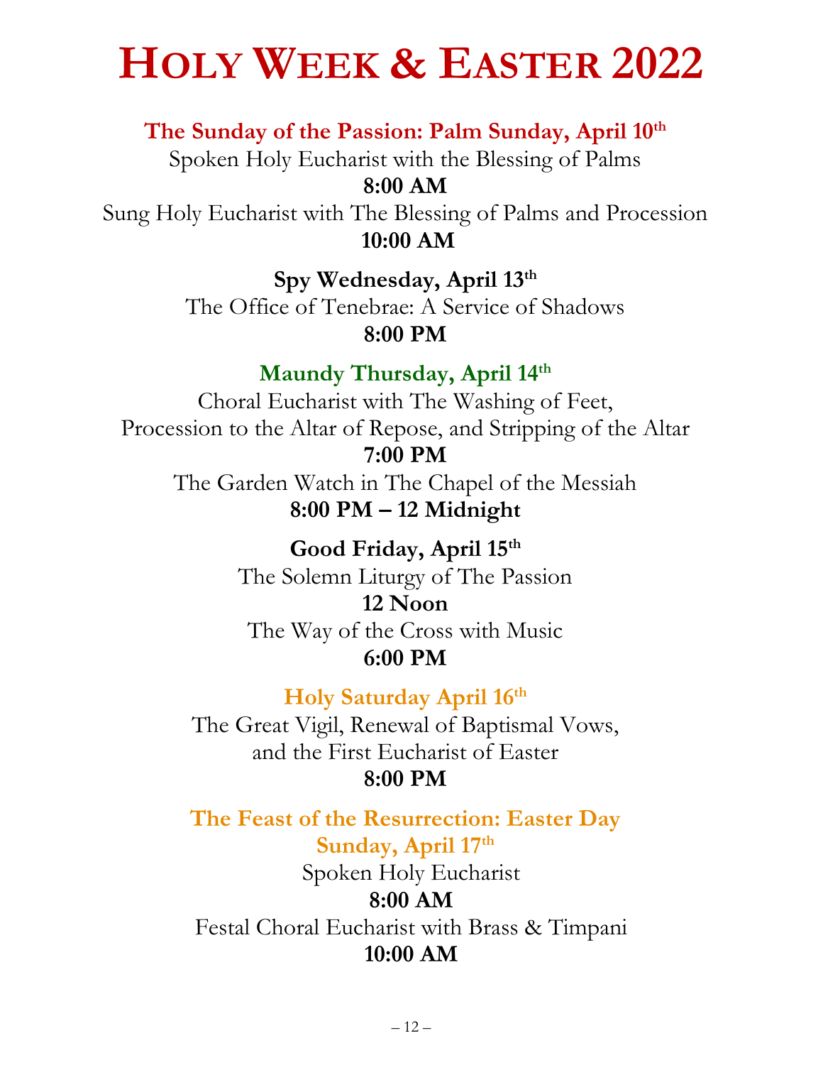# HOLY WEEK & EASTER 2022

## The Sunday of the Passion: Palm Sunday, April 10th

Spoken Holy Eucharist with the Blessing of Palms

**8:00 AM**

Sung Holy Eucharist with The Blessing of Palms and Procession

**10:00 AM**

## Spy Wednesday, April 13th

The Office of Tenebrae: A Service of Shadows

**8:00 PM**

## Maundy Thursday, April 14th

Choral Eucharist with The Washing of Feet,
Procession to the Altar of Repose, and Stripping of the Altar

**7:00 PM**

The Garden Watch in The Chapel of the Messiah

**8:00 PM – 12 Midnight**

## Good Friday, April 15th

The Solemn Liturgy of The Passion

**12 Noon**

The Way of the Cross with Music

**6:00 PM**

## Holy Saturday April 16th

The Great Vigil, Renewal of Baptismal Vows,
and the First Eucharist of Easter

**8:00 PM**

## The Feast of the Resurrection: Easter Day Sunday, April 17th

Spoken Holy Eucharist

**8:00 AM**

Festal Choral Eucharist with Brass & Timpani

**10:00 AM**